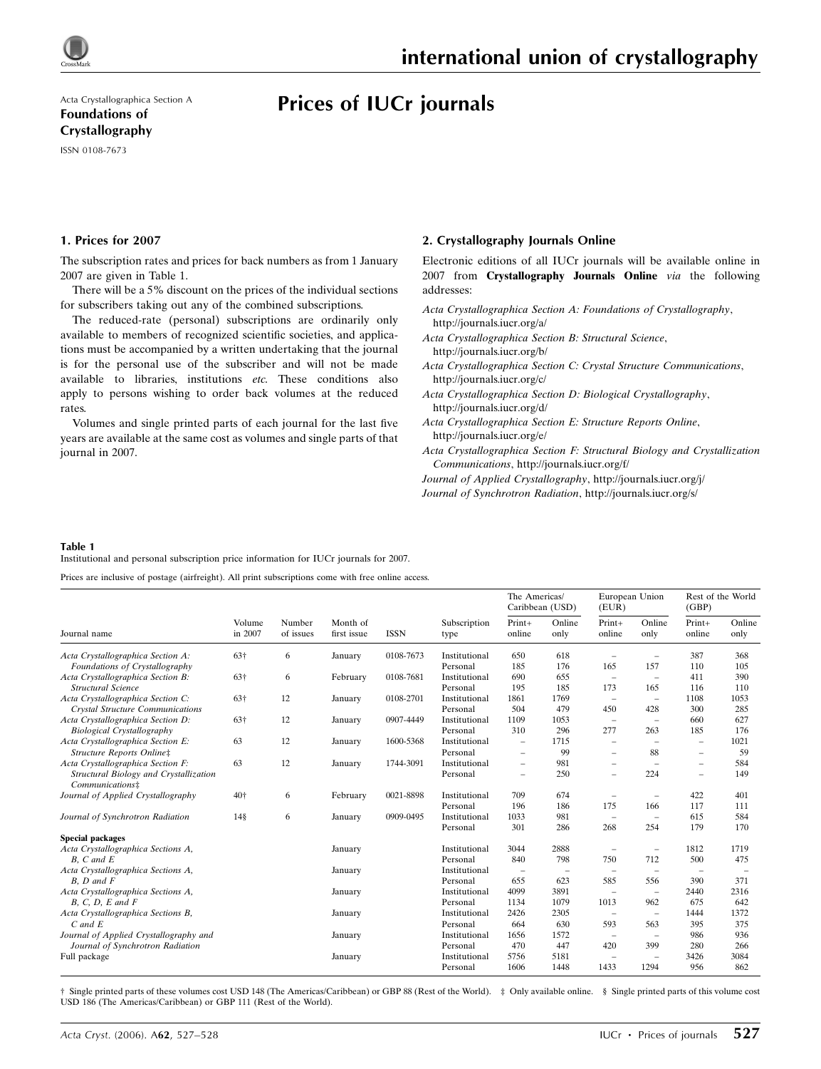Acta Crystallographica Section A
**Foundations of Crystallography**
ISSN 0108-7673

# Prices of IUCr journals

## 1. Prices for 2007

The subscription rates and prices for back numbers as from 1 January 2007 are given in Table 1.

There will be a 5% discount on the prices of the individual sections for subscribers taking out any of the combined subscriptions.

The reduced-rate (personal) subscriptions are ordinarily only available to members of recognized scientific societies, and applications must be accompanied by a written undertaking that the journal is for the personal use of the subscriber and will not be made available to libraries, institutions *etc.* These conditions also apply to persons wishing to order back volumes at the reduced rates.

Volumes and single printed parts of each journal for the last five years are available at the same cost as volumes and single parts of that journal in 2007.

## 2. Crystallography Journals Online

Electronic editions of all IUCr journals will be available online in 2007 from **Crystallography Journals Online** *via* the following addresses:

*Acta Crystallographica Section A: Foundations of Crystallography*, http://journals.iucr.org/a/

*Acta Crystallographica Section B: Structural Science*, http://journals.iucr.org/b/

*Acta Crystallographica Section C: Crystal Structure Communications*, http://journals.iucr.org/c/

*Acta Crystallographica Section D: Biological Crystallography*, http://journals.iucr.org/d/

*Acta Crystallographica Section E: Structure Reports Online*, http://journals.iucr.org/e/

*Acta Crystallographica Section F: Structural Biology and Crystallization Communications*, http://journals.iucr.org/f/

*Journal of Applied Crystallography*, http://journals.iucr.org/j/

*Journal of Synchrotron Radiation*, http://journals.iucr.org/s/

**Table 1**
Institutional and personal subscription price information for IUCr journals for 2007.

Prices are inclusive of postage (airfreight). All print subscriptions come with free online access.

| Journal name | Volume in 2007 | Number of issues | Month of first issue | ISSN | Subscription type | The Americas/ Caribbean (USD) | | European Union (EUR) | | Rest of the World (GBP) | |
|---|---|---|---|---|---|---|---|---|---|---|---|
| | | | | | | Print+ online | Online only | Print+ online | Online only | Print+ online | Online only |
| *Acta Crystallographica Section A: Foundations of Crystallography* | 63† | 6 | January | 0108-7673 | Institutional | 650 | 618 | – | – | 387 | 368 |
| | | | | | Personal | 185 | 176 | 165 | 157 | 110 | 105 |
| *Acta Crystallographica Section B: Structural Science* | 63† | 6 | February | 0108-7681 | Institutional | 690 | 655 | – | – | 411 | 390 |
| | | | | | Personal | 195 | 185 | 173 | 165 | 116 | 110 |
| *Acta Crystallographica Section C: Crystal Structure Communications* | 63† | 12 | January | 0108-2701 | Institutional | 1861 | 1769 | – | – | 1108 | 1053 |
| | | | | | Personal | 504 | 479 | 450 | 428 | 300 | 285 |
| *Acta Crystallographica Section D: Biological Crystallography* | 63† | 12 | January | 0907-4449 | Institutional | 1109 | 1053 | – | – | 660 | 627 |
| | | | | | Personal | 310 | 296 | 277 | 263 | 185 | 176 |
| *Acta Crystallographica Section E: Structure Reports Online*‡ | 63 | 12 | January | 1600-5368 | Institutional | – | 1715 | – | – | – | 1021 |
| | | | | | Personal | – | 99 | – | 88 | – | 59 |
| *Acta Crystallographica Section F: Structural Biology and Crystallization Communications*‡ | 63 | 12 | January | 1744-3091 | Institutional | – | 981 | – | – | – | 584 |
| | | | | | Personal | – | 250 | – | 224 | – | 149 |
| *Journal of Applied Crystallography* | 40† | 6 | February | 0021-8898 | Institutional | 709 | 674 | – | – | 422 | 401 |
| | | | | | Personal | 196 | 186 | 175 | 166 | 117 | 111 |
| *Journal of Synchrotron Radiation* | 14§ | 6 | January | 0909-0495 | Institutional | 1033 | 981 | – | – | 615 | 584 |
| | | | | | Personal | 301 | 286 | 268 | 254 | 179 | 170 |
| **Special packages** | | | | | | | | | | | |
| *Acta Crystallographica Sections A, B, C and E* | | | January | | Institutional | 3044 | 2888 | – | – | 1812 | 1719 |
| | | | | | Personal | 840 | 798 | 750 | 712 | 500 | 475 |
| *Acta Crystallographica Sections A, B, D and F* | | | January | | Institutional | – | – | – | – | – | – |
| | | | | | Personal | 655 | 623 | 585 | 556 | 390 | 371 |
| *Acta Crystallographica Sections A, B, C, D, E and F* | | | January | | Institutional | 4099 | 3891 | – | – | 2440 | 2316 |
| | | | | | Personal | 1134 | 1079 | 1013 | 962 | 675 | 642 |
| *Acta Crystallographica Sections B, C and E* | | | January | | Institutional | 2426 | 2305 | – | – | 1444 | 1372 |
| | | | | | Personal | 664 | 630 | 593 | 563 | 395 | 375 |
| *Journal of Applied Crystallography and Journal of Synchrotron Radiation* | | | January | | Institutional | 1656 | 1572 | – | – | 986 | 936 |
| | | | | | Personal | 470 | 447 | 420 | 399 | 280 | 266 |
| Full package | | | January | | Institutional | 5756 | 5181 | – | – | 3426 | 3084 |
| | | | | | Personal | 1606 | 1448 | 1433 | 1294 | 956 | 862 |

† Single printed parts of these volumes cost USD 148 (The Americas/Caribbean) or GBP 88 (Rest of the World). ‡ Only available online. § Single printed parts of this volume cost USD 186 (The Americas/Caribbean) or GBP 111 (Rest of the World).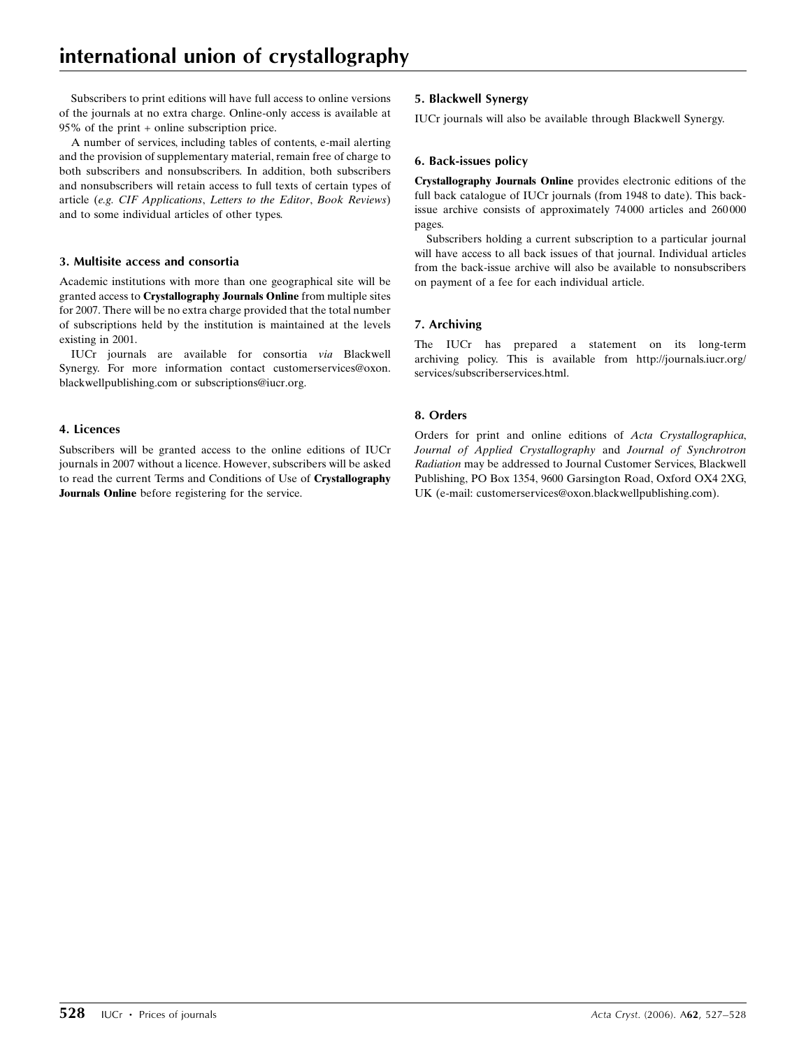Subscribers to print editions will have full access to online versions of the journals at no extra charge. Online-only access is available at 95% of the print + online subscription price.

A number of services, including tables of contents, e-mail alerting and the provision of supplementary material, remain free of charge to both subscribers and nonsubscribers. In addition, both subscribers and nonsubscribers will retain access to full texts of certain types of article (*e.g. CIF Applications*, *Letters to the Editor*, *Book Reviews*) and to some individual articles of other types.

### 3. Multisite access and consortia

Academic institutions with more than one geographical site will be granted access to **Crystallography Journals Online** from multiple sites for 2007. There will be no extra charge provided that the total number of subscriptions held by the institution is maintained at the levels existing in 2001.

IUCr journals are available for consortia *via* Blackwell Synergy. For more information contact customerservices@oxon.blackwellpublishing.com or subscriptions@iucr.org.

### 4. Licences

Subscribers will be granted access to the online editions of IUCr journals in 2007 without a licence. However, subscribers will be asked to read the current Terms and Conditions of Use of **Crystallography Journals Online** before registering for the service.

### 5. Blackwell Synergy

IUCr journals will also be available through Blackwell Synergy.

### 6. Back-issues policy

**Crystallography Journals Online** provides electronic editions of the full back catalogue of IUCr journals (from 1948 to date). This back-issue archive consists of approximately 74000 articles and 260000 pages.

Subscribers holding a current subscription to a particular journal will have access to all back issues of that journal. Individual articles from the back-issue archive will also be available to nonsubscribers on payment of a fee for each individual article.

### 7. Archiving

The IUCr has prepared a statement on its long-term archiving policy. This is available from http://journals.iucr.org/services/subscriberservices.html.

### 8. Orders

Orders for print and online editions of *Acta Crystallographica*, *Journal of Applied Crystallography* and *Journal of Synchrotron Radiation* may be addressed to Journal Customer Services, Blackwell Publishing, PO Box 1354, 9600 Garsington Road, Oxford OX4 2XG, UK (e-mail: customerservices@oxon.blackwellpublishing.com).